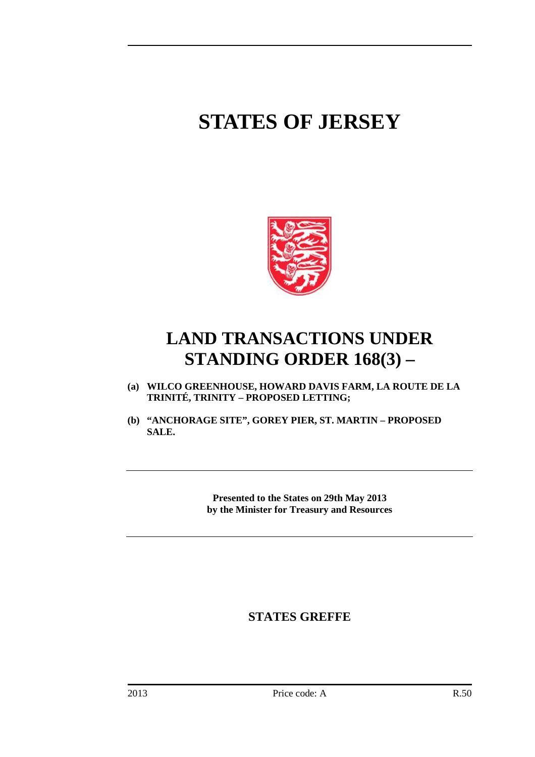# STATES OF JERSEY

# LAND TRANSACTIONS UNDER STANDING ORDER 168(3) –

**(a) WILCO GREENHOUSE, HOWARD DAVIS FARM, LA ROUTE DE LA TRINITÉ, TRINITY – PROPOSED LETTING;**

**(b) "ANCHORAGE SITE", GOREY PIER, ST. MARTIN – PROPOSED SALE.**

---

**Presented to the States on 29th May 2013**
**by the Minister for Treasury and Resources**

---

**STATES GREFFE**

2013 Price code: A R.50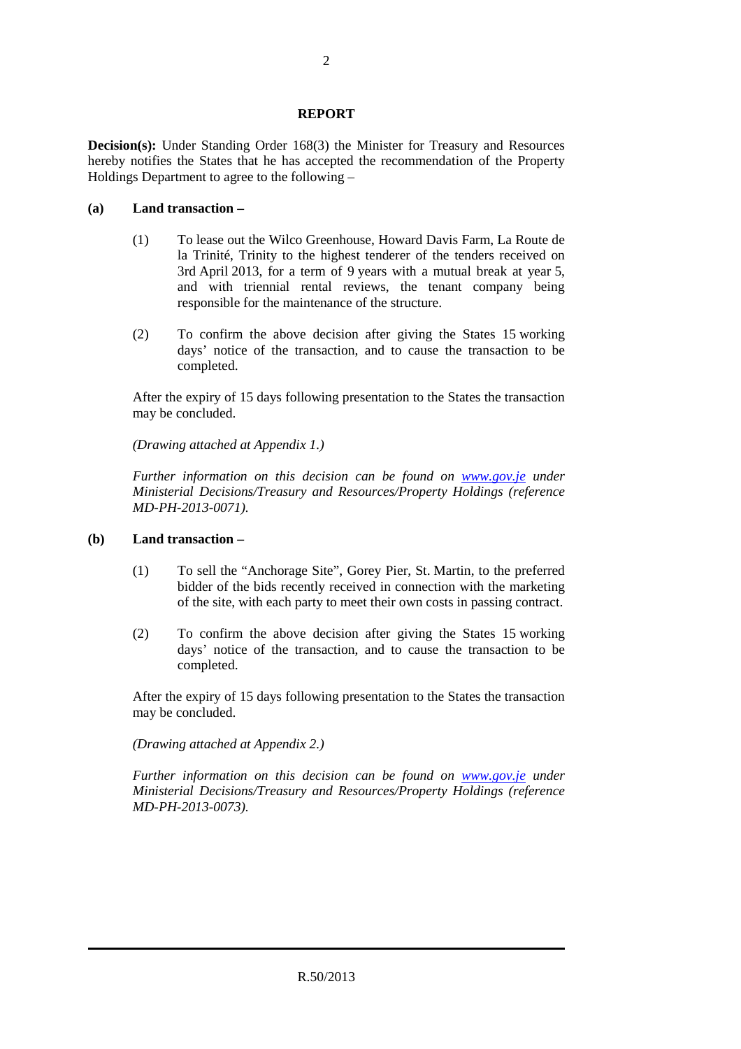## REPORT

**Decision(s):** Under Standing Order 168(3) the Minister for Treasury and Resources hereby notifies the States that he has accepted the recommendation of the Property Holdings Department to agree to the following –

**(a) Land transaction –**

(1) To lease out the Wilco Greenhouse, Howard Davis Farm, La Route de la Trinité, Trinity to the highest tenderer of the tenders received on 3rd April 2013, for a term of 9 years with a mutual break at year 5, and with triennial rental reviews, the tenant company being responsible for the maintenance of the structure.

(2) To confirm the above decision after giving the States 15 working days' notice of the transaction, and to cause the transaction to be completed.

After the expiry of 15 days following presentation to the States the transaction may be concluded.

*(Drawing attached at Appendix 1.)*

*Further information on this decision can be found on [www.gov.je](http://www.gov.je) under Ministerial Decisions/Treasury and Resources/Property Holdings (reference MD-PH-2013-0071).*

**(b) Land transaction –**

(1) To sell the "Anchorage Site", Gorey Pier, St. Martin, to the preferred bidder of the bids recently received in connection with the marketing of the site, with each party to meet their own costs in passing contract.

(2) To confirm the above decision after giving the States 15 working days' notice of the transaction, and to cause the transaction to be completed.

After the expiry of 15 days following presentation to the States the transaction may be concluded.

*(Drawing attached at Appendix 2.)*

*Further information on this decision can be found on [www.gov.je](http://www.gov.je) under Ministerial Decisions/Treasury and Resources/Property Holdings (reference MD-PH-2013-0073).*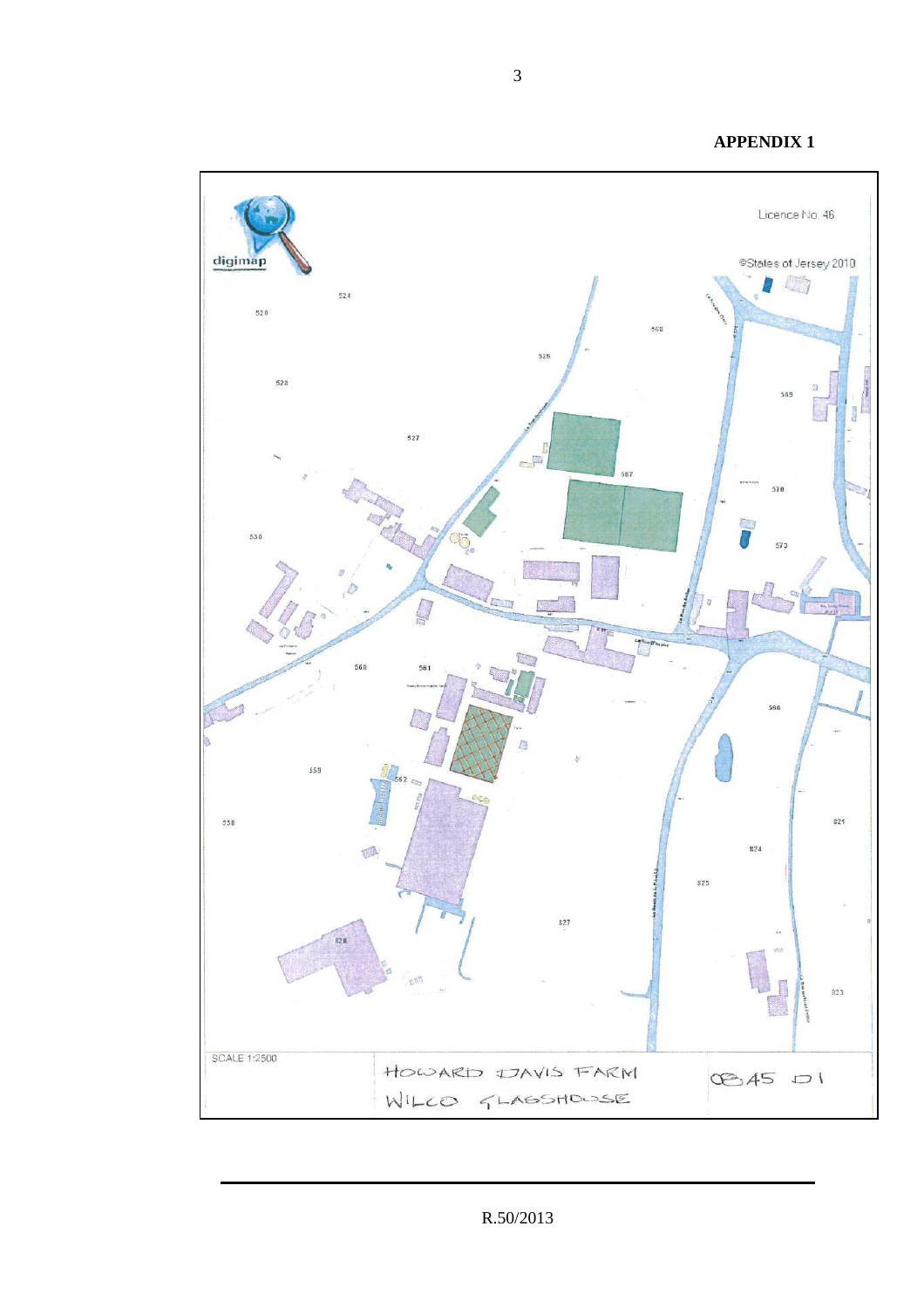**APPENDIX 1**

digimap

Licence No: 46

©States of Jersey 2010

520

524

526

528

527

530

562

567

569

570

573

560

561

559

562

558

566

824

825

827

821

828

823

SCALE 1:2500

HOWARD DAVIS FARM
WILCO GLASSHOUSE

0845 D1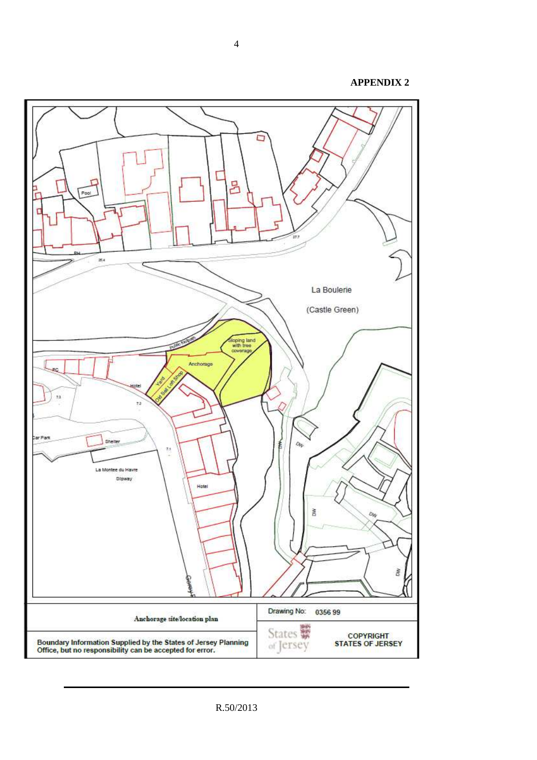**APPENDIX 2**

La Boulerie

(Castle Green)

Public footpath

Sloping land with tree coverage

Anchorage

Yard

Old Sail Loft Shop

Hotel

Pool

PC

Car Park

Shelter

La Montee du Havre

Slipway

Hotel

DW

| Anchorage site/location plan | Drawing No: 0356 99 |
|---|---|
| Boundary Information Supplied by the States of Jersey Planning Office, but no responsibility can be accepted for error. | States of Jersey — COPYRIGHT STATES OF JERSEY |

R.50/2013